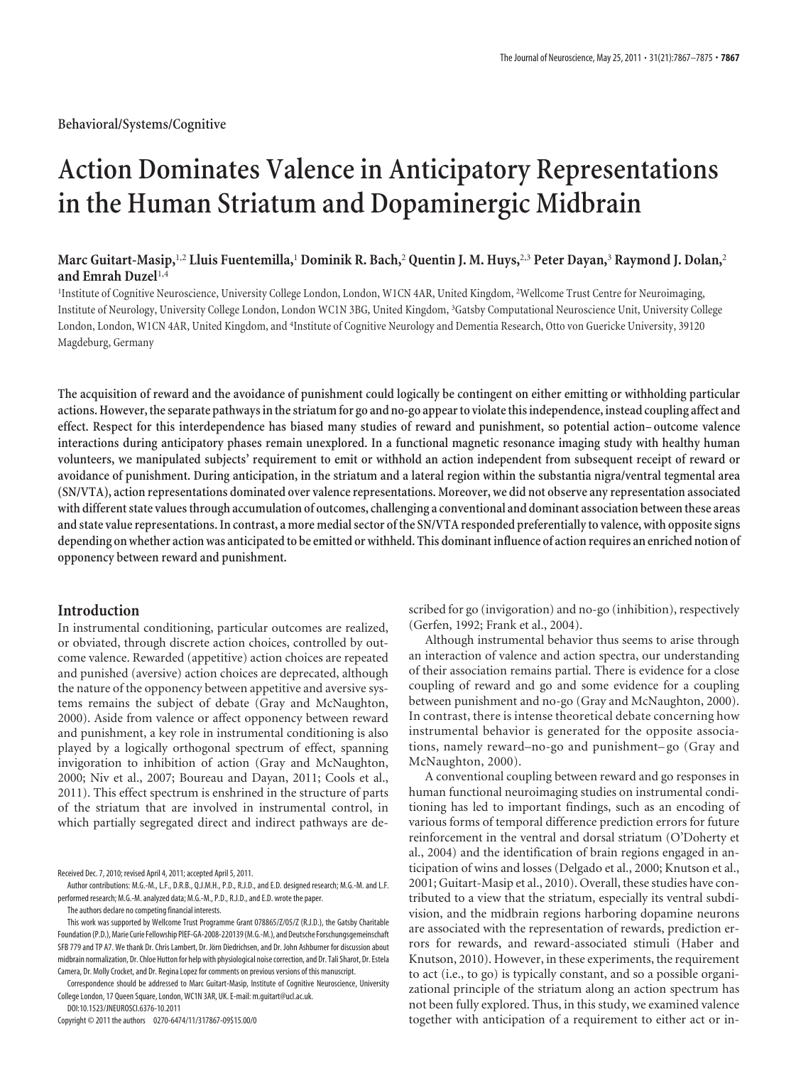Behavioral/Systems/Cognitive

# Action Dominates Valence in Anticipatory Representations in the Human Striatum and Dopaminergic Midbrain

**Marc Guitart-Masip,[1,2] Lluis Fuentemilla,[1] Dominik R. Bach,[2] Quentin J. M. Huys,[2,3] Peter Dayan,[3] Raymond J. Dolan,[2] and Emrah Duzel[1,4]**

[1]Institute of Cognitive Neuroscience, University College London, London, W1CN 4AR, United Kingdom, [2]Wellcome Trust Centre for Neuroimaging, Institute of Neurology, University College London, London WC1N 3BG, United Kingdom, [3]Gatsby Computational Neuroscience Unit, University College London, London, W1CN 3AR, United Kingdom, and [4]Institute of Cognitive Neurology and Dementia Research, Otto von Guericke University, 39120 Magdeburg, Germany

**The acquisition of reward and the avoidance of punishment could logically be contingent on either emitting or withholding particular actions. However, the separate pathways in the striatum for go and no-go appear to violate this independence, instead coupling affect and effect. Respect for this interdependence has biased many studies of reward and punishment, so potential action–outcome valence interactions during anticipatory phases remain unexplored. In a functional magnetic resonance imaging study with healthy human volunteers, we manipulated subjects' requirement to emit or withhold an action independent from subsequent receipt of reward or avoidance of punishment. During anticipation, in the striatum and a lateral region within the substantia nigra/ventral tegmental area (SN/VTA), action representations dominated over valence representations. Moreover, we did not observe any representation associated with different state values through accumulation of outcomes, challenging a conventional and dominant association between these areas and state value representations. In contrast, a more medial sector of the SN/VTA responded preferentially to valence, with opposite signs depending on whether action was anticipated to be emitted or withheld. This dominant influence of action requires an enriched notion of opponency between reward and punishment.**

## Introduction

In instrumental conditioning, particular outcomes are realized, or obviated, through discrete action choices, controlled by outcome valence. Rewarded (appetitive) action choices are repeated and punished (aversive) action choices are deprecated, although the nature of the opponency between appetitive and aversive systems remains the subject of debate (Gray and McNaughton, 2000). Aside from valence or affect opponency between reward and punishment, a key role in instrumental conditioning is also played by a logically orthogonal spectrum of effect, spanning invigoration to inhibition of action (Gray and McNaughton, 2000; Niv et al., 2007; Boureau and Dayan, 2011; Cools et al., 2011). This effect spectrum is enshrined in the structure of parts of the striatum that are involved in instrumental control, in which partially segregated direct and indirect pathways are described for go (invigoration) and no-go (inhibition), respectively (Gerfen, 1992; Frank et al., 2004).

Although instrumental behavior thus seems to arise through an interaction of valence and action spectra, our understanding of their association remains partial. There is evidence for a close coupling of reward and go and some evidence for a coupling between punishment and no-go (Gray and McNaughton, 2000). In contrast, there is intense theoretical debate concerning how instrumental behavior is generated for the opposite associations, namely reward–no-go and punishment–go (Gray and McNaughton, 2000).

A conventional coupling between reward and go responses in human functional neuroimaging studies on instrumental conditioning has led to important findings, such as an encoding of various forms of temporal difference prediction errors for future reinforcement in the ventral and dorsal striatum (O'Doherty et al., 2004) and the identification of brain regions engaged in anticipation of wins and losses (Delgado et al., 2000; Knutson et al., 2001; Guitart-Masip et al., 2010). Overall, these studies have contributed to a view that the striatum, especially its ventral subdivision, and the midbrain regions harboring dopamine neurons are associated with the representation of rewards, prediction errors for rewards, and reward-associated stimuli (Haber and Knutson, 2010). However, in these experiments, the requirement to act (i.e., to go) is typically constant, and so a possible organizational principle of the striatum along an action spectrum has not been fully explored. Thus, in this study, we examined valence together with anticipation of a requirement to either act or in-

Received Dec. 7, 2010; revised April 4, 2011; accepted April 5, 2011.

Author contributions: M.G.-M., L.F., D.R.B., Q.J.M.H., P.D., R.J.D., and E.D. designed research; M.G.-M. and L.F. performed research; M.G.-M. analyzed data; M.G.-M., P.D., R.J.D., and E.D. wrote the paper.

The authors declare no competing financial interests.

This work was supported by Wellcome Trust Programme Grant 078865/Z/05/Z (R.J.D.), the Gatsby Charitable Foundation (P.D.), Marie Curie Fellowship PIEF-GA-2008-220139 (M.G.-M.), and Deutsche Forschungsgemeinschaft SFB 779 and TP A7. We thank Dr. Chris Lambert, Dr. Jörn Diedrichsen, and Dr. John Ashburner for discussion about midbrain normalization, Dr. Chloe Hutton for help with physiological noise correction, and Dr. Tali Sharot, Dr. Estela Camera, Dr. Molly Crocket, and Dr. Regina Lopez for comments on previous versions of this manuscript.

Correspondence should be addressed to Marc Guitart-Masip, Institute of Cognitive Neuroscience, University College London, 17 Queen Square, London, WC1N 3AR, UK. E-mail: m.guitart@ucl.ac.uk.

DOI:10.1523/JNEUROSCI.6376-10.2011

Copyright © 2011 the authors 0270-6474/11/317867-09$15.00/0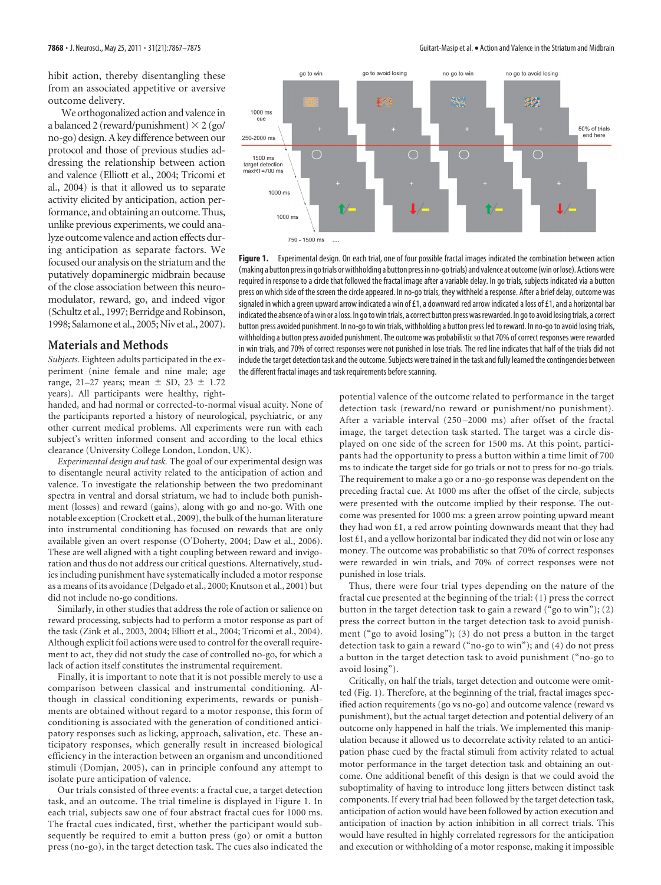hibit action, thereby disentangling these from an associated appetitive or aversive outcome delivery.

We orthogonalized action and valence in a balanced 2 (reward/punishment) × 2 (go/no-go) design. A key difference between our protocol and those of previous studies addressing the relationship between action and valence (Elliott et al., 2004; Tricomi et al., 2004) is that it allowed us to separate activity elicited by anticipation, action performance, and obtaining an outcome. Thus, unlike previous experiments, we could analyze outcome valence and action effects during anticipation as separate factors. We focused our analysis on the striatum and the putatively dopaminergic midbrain because of the close association between this neuromodulator, reward, go, and indeed vigor (Schultz et al., 1997; Berridge and Robinson, 1998; Salamone et al., 2005; Niv et al., 2007).

## Materials and Methods

*Subjects.* Eighteen adults participated in the experiment (nine female and nine male; age range, 21–27 years; mean ± SD, 23 ± 1.72 years). All participants were healthy, right-handed, and had normal or corrected-to-normal visual acuity. None of the participants reported a history of neurological, psychiatric, or any other current medical problems. All experiments were run with each subject's written informed consent and according to the local ethics clearance (University College London, London, UK).

*Experimental design and task.* The goal of our experimental design was to disentangle neural activity related to the anticipation of action and valence. To investigate the relationship between the two predominant spectra in ventral and dorsal striatum, we had to include both punishment (losses) and reward (gains), along with go and no-go. With one notable exception (Crockett et al., 2009), the bulk of the human literature into instrumental conditioning has focused on rewards that are only available given an overt response (O'Doherty, 2004; Daw et al., 2006). These are well aligned with a tight coupling between reward and invigoration and thus do not address our critical questions. Alternatively, studies including punishment have systematically included a motor response as a means of its avoidance (Delgado et al., 2000; Knutson et al., 2001) but did not include no-go conditions.

Similarly, in other studies that address the role of action or salience on reward processing, subjects had to perform a motor response as part of the task (Zink et al., 2003, 2004; Elliott et al., 2004; Tricomi et al., 2004). Although explicit foil actions were used to control for the overall requirement to act, they did not study the case of controlled no-go, for which a lack of action itself constitutes the instrumental requirement.

Finally, it is important to note that it is not possible merely to use a comparison between classical and instrumental conditioning. Although in classical conditioning experiments, rewards or punishments are obtained without regard to a motor response, this form of conditioning is associated with the generation of conditioned anticipatory responses such as licking, approach, salivation, etc. These anticipatory responses, which generally result in increased biological efficiency in the interaction between an organism and unconditioned stimuli (Domjan, 2005), can in principle confound any attempt to isolate pure anticipation of valence.

Our trials consisted of three events: a fractal cue, a target detection task, and an outcome. The trial timeline is displayed in Figure 1. In each trial, subjects saw one of four abstract fractal cues for 1000 ms. The fractal cues indicated, first, whether the participant would subsequently be required to emit a button press (go) or omit a button press (no-go), in the target detection task. The cues also indicated the potential valence of the outcome related to performance in the target detection task (reward/no reward or punishment/no punishment). After a variable interval (250–2000 ms) after offset of the fractal image, the target detection task started. The target was a circle displayed on one side of the screen for 1500 ms. At this point, participants had the opportunity to press a button within a time limit of 700 ms to indicate the target side for go trials or not to press for no-go trials. The requirement to make a go or a no-go response was dependent on the preceding fractal cue. At 1000 ms after the offset of the circle, subjects were presented with the outcome implied by their response. The outcome was presented for 1000 ms: a green arrow pointing upward meant they had won £1, a red arrow pointing downwards meant that they had lost £1, and a yellow horizontal bar indicated they did not win or lose any money. The outcome was probabilistic so that 70% of correct responses were rewarded in win trials, and 70% of correct responses were not punished in lose trials.

Figure 1. Experimental design. On each trial, one of four possible fractal images indicated the combination between action (making a button press in go trials or withholding a button press in no-go trials) and valence at outcome (win or lose). Actions were required in response to a circle that followed the fractal image after a variable delay. In go trials, subjects indicated via a button press on which side of the screen the circle appeared. In no-go trials, they withheld a response. After a brief delay, outcome was signaled in which a green upward arrow indicated a win of £1, a downward red arrow indicated a loss of £1, and a horizontal bar indicated the absence of a win or a loss. In go to win trials, a correct button press was rewarded. In go to avoid losing trials, a correct button press avoided punishment. In no-go to win trials, withholding a button press led to reward. In no-go to avoid losing trials, withholding a button press avoided punishment. The outcome was probabilistic so that 70% of correct responses were rewarded in win trials, and 70% of correct responses were not punished in lose trials. The red line indicates that half of the trials did not include the target detection task and the outcome. Subjects were trained in the task and fully learned the contingencies between the different fractal images and task requirements before scanning.

Thus, there were four trial types depending on the nature of the fractal cue presented at the beginning of the trial: (1) press the correct button in the target detection task to gain a reward ("go to win"); (2) press the correct button in the target detection task to avoid punishment ("go to avoid losing"); (3) do not press a button in the target detection task to gain a reward ("no-go to win"); and (4) do not press a button in the target detection task to avoid punishment ("no-go to avoid losing").

Critically, on half the trials, target detection and outcome were omitted (Fig. 1). Therefore, at the beginning of the trial, fractal images specified action requirements (go vs no-go) and outcome valence (reward vs punishment), but the actual target detection and potential delivery of an outcome only happened in half the trials. We implemented this manipulation because it allowed us to decorrelate activity related to an anticipation phase cued by the fractal stimuli from activity related to actual motor performance in the target detection task and obtaining an outcome. One additional benefit of this design is that we could avoid the suboptimality of having to introduce long jitters between distinct task components. If every trial had been followed by the target detection task, anticipation of action would have been followed by action execution and anticipation of inaction by action inhibition in all correct trials. This would have resulted in highly correlated regressors for the anticipation and execution or withholding of a motor response, making it impossible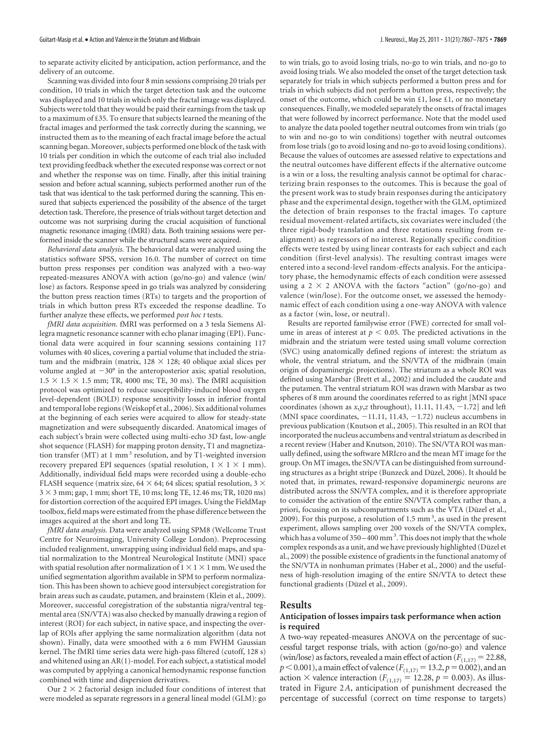to separate activity elicited by anticipation, action performance, and the delivery of an outcome.

Scanning was divided into four 8 min sessions comprising 20 trials per condition, 10 trials in which the target detection task and the outcome was displayed and 10 trials in which only the fractal image was displayed. Subjects were told that they would be paid their earnings from the task up to a maximum of £35. To ensure that subjects learned the meaning of the fractal images and performed the task correctly during the scanning, we instructed them as to the meaning of each fractal image before the actual scanning began. Moreover, subjects performed one block of the task with 10 trials per condition in which the outcome of each trial also included text providing feedback whether the executed response was correct or not and whether the response was on time. Finally, after this initial training session and before actual scanning, subjects performed another run of the task that was identical to the task performed during the scanning. This ensured that subjects experienced the possibility of the absence of the target detection task. Therefore, the presence of trials without target detection and outcome was not surprising during the crucial acquisition of functional magnetic resonance imaging (fMRI) data. Both training sessions were performed inside the scanner while the structural scans were acquired.

*Behavioral data analysis.* The behavioral data were analyzed using the statistics software SPSS, version 16.0. The number of correct on time button press responses per condition was analyzed with a two-way repeated-measures ANOVA with action (go/no-go) and valence (win/lose) as factors. Response speed in go trials was analyzed by considering the button press reaction times (RTs) to targets and the proportion of trials in which button press RTs exceeded the response deadline. To further analyze these effects, we performed *post hoc t* tests.

*fMRI data acquisition.* fMRI was performed on a 3 tesla Siemens Allegra magnetic resonance scanner with echo planar imaging (EPI). Functional data were acquired in four scanning sessions containing 117 volumes with 40 slices, covering a partial volume that included the striatum and the midbrain (matrix, $128 \times 128$; 40 oblique axial slices per volume angled at $-30°$ in the anteroposterior axis; spatial resolution, $1.5 \times 1.5 \times 1.5$ mm; TR, 4000 ms; TE, 30 ms). The fMRI acquisition protocol was optimized to reduce susceptibility-induced blood oxygen level-dependent (BOLD) response sensitivity losses in inferior frontal and temporal lobe regions (Weiskopf et al., 2006). Six additional volumes at the beginning of each series were acquired to allow for steady-state magnetization and were subsequently discarded. Anatomical images of each subject's brain were collected using multi-echo 3D fast, low-angle shot sequence (FLASH) for mapping proton density, T1 and magnetization transfer (MT) at 1 mm$^3$ resolution, and by T1-weighted inversion recovery prepared EPI sequences (spatial resolution, $1 \times 1 \times 1$ mm). Additionally, individual field maps were recorded using a double-echo FLASH sequence (matrix size, $64 \times 64$; 64 slices; spatial resolution, $3 \times 3 \times 3$ mm; gap, 1 mm; short TE, 10 ms; long TE, 12.46 ms; TR, 1020 ms) for distortion correction of the acquired EPI images. Using the FieldMap toolbox, field maps were estimated from the phase difference between the images acquired at the short and long TE.

*fMRI data analysis.* Data were analyzed using SPM8 (Wellcome Trust Centre for Neuroimaging, University College London). Preprocessing included realignment, unwrapping using individual field maps, and spatial normalization to the Montreal Neurological Institute (MNI) space with spatial resolution after normalization of $1 \times 1 \times 1$ mm. We used the unified segmentation algorithm available in SPM to perform normalization. This has been shown to achieve good intersubject coregistration for brain areas such as caudate, putamen, and brainstem (Klein et al., 2009). Moreover, successful coregistration of the substantia nigra/ventral tegmental area (SN/VTA) was also checked by manually drawing a region of interest (ROI) for each subject, in native space, and inspecting the overlap of ROIs after applying the same normalization algorithm (data not shown). Finally, data were smoothed with a 6 mm FWHM Gaussian kernel. The fMRI time series data were high-pass filtered (cutoff, 128 s) and whitened using an AR(1)-model. For each subject, a statistical model was computed by applying a canonical hemodynamic response function combined with time and dispersion derivatives.

Our $2 \times 2$ factorial design included four conditions of interest that were modeled as separate regressors in a general lineal model (GLM): go to win trials, go to avoid losing trials, no-go to win trials, and no-go to avoid losing trials. We also modeled the onset of the target detection task separately for trials in which subjects performed a button press and for trials in which subjects did not perform a button press, respectively; the onset of the outcome, which could be win £1, lose £1, or no monetary consequences. Finally, we modeled separately the onsets of fractal images that were followed by incorrect performance. Note that the model used to analyze the data pooled together neutral outcomes from win trials (go to win and no-go to win conditions) together with neutral outcomes from lose trials (go to avoid losing and no-go to avoid losing conditions). Because the values of outcomes are assessed relative to expectations and the neutral outcomes have different effects if the alternative outcome is a win or a loss, the resulting analysis cannot be optimal for characterizing brain responses to the outcomes. This is because the goal of the present work was to study brain responses during the anticipatory phase and the experimental design, together with the GLM, optimized the detection of brain responses to the fractal images. To capture residual movement-related artifacts, six covariates were included (the three rigid-body translation and three rotations resulting from realignment) as regressors of no interest. Regionally specific condition effects were tested by using linear contrasts for each subject and each condition (first-level analysis). The resulting contrast images were entered into a second-level random-effects analysis. For the anticipatory phase, the hemodynamic effects of each condition were assessed using a $2 \times 2$ ANOVA with the factors "action" (go/no-go) and valence (win/lose). For the outcome onset, we assessed the hemodynamic effect of each condition using a one-way ANOVA with valence as a factor (win, lose, or neutral).

Results are reported familywise error (FWE) corrected for small volume in areas of interest at $p < 0.05$. The predicted activations in the midbrain and the striatum were tested using small volume correction (SVC) using anatomically defined regions of interest: the striatum as whole, the ventral striatum, and the SN/VTA of the midbrain (main origin of dopaminergic projections). The striatum as a whole ROI was defined using Marsbar (Brett et al., 2002) and included the caudate and the putamen. The ventral striatum ROI was drawn with Marsbar as two spheres of 8 mm around the coordinates referred to as right [MNI space coordinates (shown as *x,y,z* throughout), 11.11, 11.43, −1.72] and left (MNI space coordinates, −11.11, 11.43, −1.72) nucleus accumbens in previous publication (Knutson et al., 2005). This resulted in an ROI that incorporated the nucleus accumbens and ventral striatum as described in a recent review (Haber and Knutson, 2010). The SN/VTA ROI was manually defined, using the software MRIcro and the mean MT image for the group. On MT images, the SN/VTA can be distinguished from surrounding structures as a bright stripe (Bunzeck and Düzel, 2006). It should be noted that, in primates, reward-responsive dopaminergic neurons are distributed across the SN/VTA complex, and it is therefore appropriate to consider the activation of the entire SN/VTA complex rather than, a priori, focusing on its subcompartments such as the VTA (Düzel et al., 2009). For this purpose, a resolution of 1.5 mm$^3$, as used in the present experiment, allows sampling over 200 voxels of the SN/VTA complex, which has a volume of 350–400 mm$^3$. This does not imply that the whole complex responds as a unit, and we have previously highlighted (Düzel et al., 2009) the possible existence of gradients in the functional anatomy of the SN/VTA in nonhuman primates (Haber et al., 2000) and the usefulness of high-resolution imaging of the entire SN/VTA to detect these functional gradients (Düzel et al., 2009).

## Results

### Anticipation of losses impairs task performance when action is required

A two-way repeated-measures ANOVA on the percentage of successful target response trials, with action (go/no-go) and valence (win/lose) as factors, revealed a main effect of action ($F_{(1,17)} = 22.88$, $p < 0.001$), a main effect of valence ($F_{(1,17)} = 13.2$, $p = 0.002$), and an action × valence interaction ($F_{(1,17)} = 12.28$, $p = 0.003$). As illustrated in Figure 2*A*, anticipation of punishment decreased the percentage of successful (correct on time response to targets)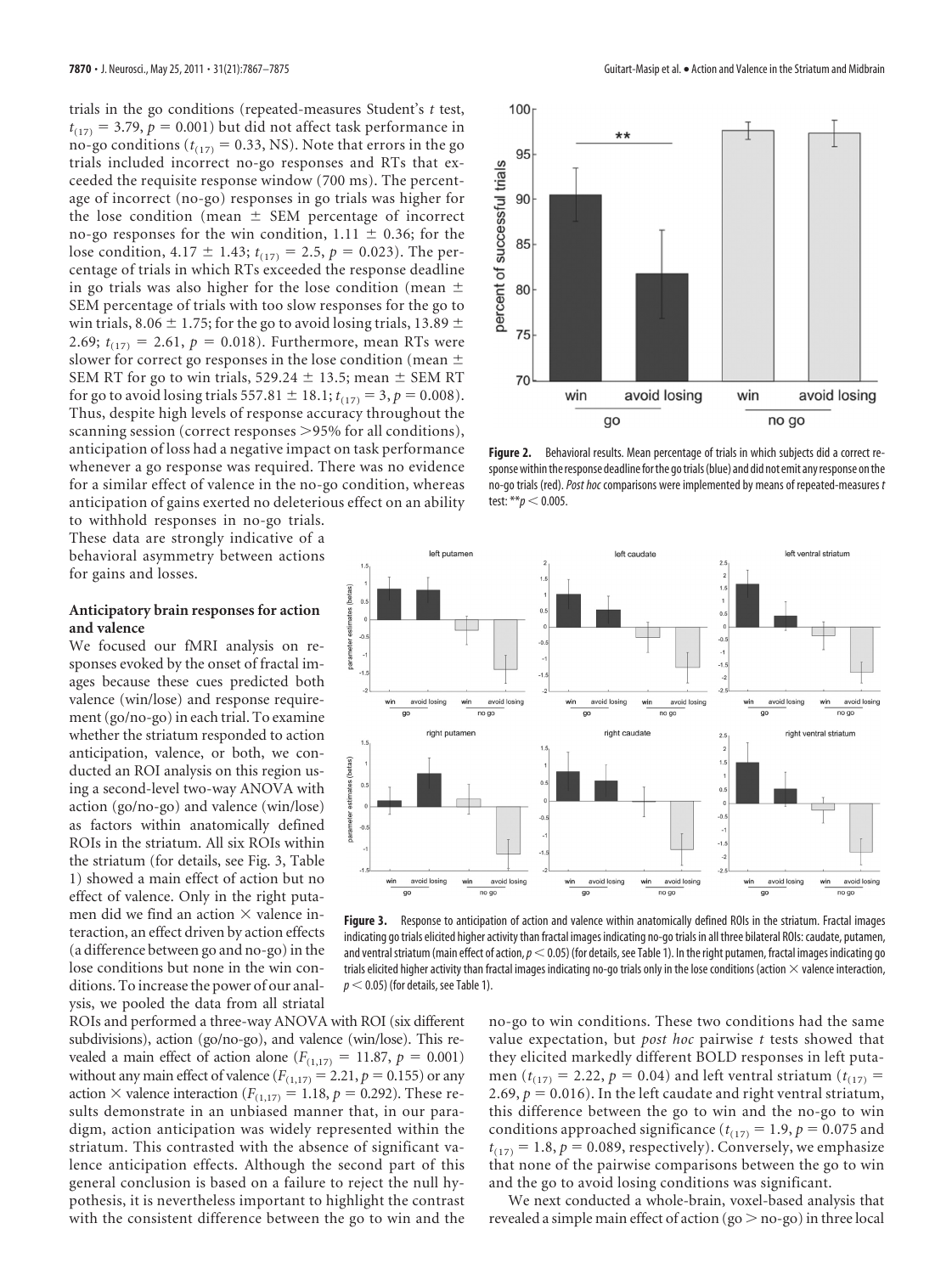trials in the go conditions (repeated-measures Student's *t* test, $t_{(17)} = 3.79$, $p = 0.001$) but did not affect task performance in no-go conditions ($t_{(17)} = 0.33$, NS). Note that errors in the go trials included incorrect no-go responses and RTs that exceeded the requisite response window (700 ms). The percentage of incorrect (no-go) responses in go trials was higher for the lose condition (mean ± SEM percentage of incorrect no-go responses for the win condition, 1.11 ± 0.36; for the lose condition, 4.17 ± 1.43; $t_{(17)} = 2.5$, $p = 0.023$). The percentage of trials in which RTs exceeded the response deadline in go trials was also higher for the lose condition (mean ± SEM percentage of trials with too slow responses for the go to win trials, 8.06 ± 1.75; for the go to avoid losing trials, 13.89 ± 2.69; $t_{(17)} = 2.61$, $p = 0.018$). Furthermore, mean RTs were slower for correct go responses in the lose condition (mean ± SEM RT for go to win trials, 529.24 ± 13.5; mean ± SEM RT for go to avoid losing trials 557.81 ± 18.1; $t_{(17)} = 3$, $p = 0.008$). Thus, despite high levels of response accuracy throughout the scanning session (correct responses >95% for all conditions), anticipation of loss had a negative impact on task performance whenever a go response was required. There was no evidence for a similar effect of valence in the no-go condition, whereas anticipation of gains exerted no deleterious effect on an ability to withhold responses in no-go trials. These data are strongly indicative of a behavioral asymmetry between actions for gains and losses.

**Figure 2.** Behavioral results. Mean percentage of trials in which subjects did a correct response within the response deadline for the go trials (blue) and did not emit any response on the no-go trials (red). *Post hoc* comparisons were implemented by means of repeated-measures *t* test: $^{**}p < 0.005$.

### Anticipatory brain responses for action and valence

We focused our fMRI analysis on responses evoked by the onset of fractal images because these cues predicted both valence (win/lose) and response requirement (go/no-go) in each trial. To examine whether the striatum responded to action anticipation, valence, or both, we conducted an ROI analysis on this region using a second-level two-way ANOVA with action (go/no-go) and valence (win/lose) as factors within anatomically defined ROIs in the striatum. All six ROIs within the striatum (for details, see Fig. 3, Table 1) showed a main effect of action but no effect of valence. Only in the right putamen did we find an action × valence interaction, an effect driven by action effects (a difference between go and no-go) in the lose conditions but none in the win conditions. To increase the power of our analysis, we pooled the data from all striatal ROIs and performed a three-way ANOVA with ROI (six different subdivisions), action (go/no-go), and valence (win/lose). This revealed a main effect of action alone ($F_{(1,17)} = 11.87$, $p = 0.001$) without any main effect of valence ($F_{(1,17)} = 2.21$, $p = 0.155$) or any action × valence interaction ($F_{(1,17)} = 1.18$, $p = 0.292$). These results demonstrate in an unbiased manner that, in our paradigm, action anticipation was widely represented within the striatum. This contrasted with the absence of significant valence anticipation effects. Although the second part of this general conclusion is based on a failure to reject the null hypothesis, it is nevertheless important to highlight the contrast with the consistent difference between the go to win and the no-go to win conditions. These two conditions had the same value expectation, but *post hoc* pairwise *t* tests showed that they elicited markedly different BOLD responses in left putamen ($t_{(17)} = 2.22$, $p = 0.04$) and left ventral striatum ($t_{(17)} = 2.69$, $p = 0.016$). In the left caudate and right ventral striatum, this difference between the go to win and the no-go to win conditions approached significance ($t_{(17)} = 1.9$, $p = 0.075$ and $t_{(17)} = 1.8$, $p = 0.089$, respectively). Conversely, we emphasize that none of the pairwise comparisons between the go to win and the go to avoid losing conditions was significant.

**Figure 3.** Response to anticipation of action and valence within anatomically defined ROIs in the striatum. Fractal images indicating go trials elicited higher activity than fractal images indicating no-go trials in all three bilateral ROIs: caudate, putamen, and ventral striatum (main effect of action, $p < 0.05$) (for details, see Table 1). In the right putamen, fractal images indicating go trials elicited higher activity than fractal images indicating no-go trials only in the lose conditions (action × valence interaction, $p < 0.05$) (for details, see Table 1).

We next conducted a whole-brain, voxel-based analysis that revealed a simple main effect of action (go > no-go) in three local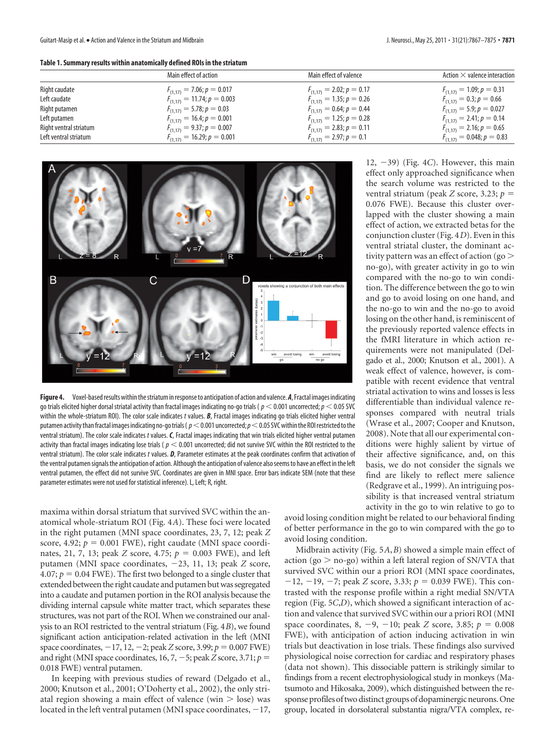**Table 1. Summary results within anatomically defined ROIs in the striatum**

| | Main effect of action | Main effect of valence | Action × valence interaction |
|---|---|---|---|
| Right caudate | $F_{(1,17)} = 7.06; p = 0.017$ | $F_{(1,17)} = 2.02; p = 0.17$ | $F_{(1,17)} = 1.09; p = 0.31$ |
| Left caudate | $F_{(1,17)} = 11.74; p = 0.003$ | $F_{(1,17)} = 1.35; p = 0.26$ | $F_{(1,17)} = 0.3; p = 0.66$ |
| Right putamen | $F_{(1,17)} = 5.78; p = 0.03$ | $F_{(1,17)} = 0.64; p = 0.44$ | $F_{(1,17)} = 5.9; p = 0.027$ |
| Left putamen | $F_{(1,17)} = 16.4; p = 0.001$ | $F_{(1,17)} = 1.25; p = 0.28$ | $F_{(1,17)} = 2.41; p = 0.14$ |
| Right ventral striatum | $F_{(1,17)} = 9.37; p = 0.007$ | $F_{(1,17)} = 2.83; p = 0.11$ | $F_{(1,17)} = 2.16; p = 0.65$ |
| Left ventral striatum | $F_{(1,17)} = 16.29; p = 0.001$ | $F_{(1,17)} = 2.97; p = 0.1$ | $F_{(1,17)} = 0.048; p = 0.83$ |

**Figure 4.** Voxel-based results within the striatum in response to anticipation of action and valence. ***A***, Fractal images indicating go trials elicited higher dorsal striatal activity than fractal images indicating no-go trials ( $p < 0.001$ uncorrected; $p < 0.05$ SVC within the whole-striatum ROI). The color scale indicates *t* values. ***B***, Fractal images indicating go trials elicited higher ventral putamen activity than fractal images indicating no-go trials ( $p < 0.001$ uncorrected; $p < 0.05$ SVC within the ROI restricted to the ventral striatum). The color scale indicates *t* values. ***C***, Fractal images indicating that win trials elicited higher ventral putamen activity than fractal images indicating lose trials ( $p < 0.001$ uncorrected; did not survive SVC within the ROI restricted to the ventral striatum). The color scale indicates *t* values. ***D***, Parameter estimates at the peak coordinates confirm that activation of the ventral putamen signals the anticipation of action. Although the anticipation of valence also seems to have an effect in the left ventral putamen, the effect did not survive SVC. Coordinates are given in MNI space. Error bars indicate SEM (note that these parameter estimates were not used for statistical inference). L, Left; R, right.

maxima within dorsal striatum that survived SVC within the anatomical whole-striatum ROI (Fig. 4*A*). These foci were located in the right putamen (MNI space coordinates, 23, 7, 12; peak *Z* score, 4.92; $p = 0.001$ FWE), right caudate (MNI space coordinates, 21, 7, 13; peak *Z* score, 4.75; $p = 0.003$ FWE), and left putamen (MNI space coordinates, −23, 11, 13; peak *Z* score, 4.07; $p = 0.04$ FWE). The first two belonged to a single cluster that extended between the right caudate and putamen but was segregated into a caudate and putamen portion in the ROI analysis because the dividing internal capsule white matter tract, which separates these structures, was not part of the ROI. When we constrained our analysis to an ROI restricted to the ventral striatum (Fig. 4*B*), we found significant action anticipation-related activation in the left (MNI space coordinates, −17, 12, −2; peak *Z* score, 3.99; $p = 0.007$ FWE) and right (MNI space coordinates, 16, 7, −5; peak *Z* score, 3.71; $p = 0.018$ FWE) ventral putamen.

In keeping with previous studies of reward (Delgado et al., 2000; Knutson et al., 2001; O'Doherty et al., 2002), the only striatal region showing a main effect of valence (win > lose) was located in the left ventral putamen (MNI space coordinates, −17, 12, −39) (Fig. 4*C*). However, this main effect only approached significance when the search volume was restricted to the ventral striatum (peak *Z* score, 3.23; $p = 0.076$ FWE). Because this cluster overlapped with the cluster showing a main effect of action, we extracted betas for the conjunction cluster (Fig. 4*D*). Even in this ventral striatal cluster, the dominant activity pattern was an effect of action (go > no-go), with greater activity in go to win compared with the no-go to win condition. The difference between the go to win and go to avoid losing on one hand, and the no-go to win and the no-go to avoid losing on the other hand, is reminiscent of the previously reported valence effects in the fMRI literature in which action requirements were not manipulated (Delgado et al., 2000; Knutson et al., 2001). A weak effect of valence, however, is compatible with recent evidence that ventral striatal activation to wins and losses is less differentiable than individual valence responses compared with neutral trials (Wrase et al., 2007; Cooper and Knutson, 2008). Note that all our experimental conditions were highly salient by virtue of their affective significance, and, on this basis, we do not consider the signals we find are likely to reflect mere salience (Redgrave et al., 1999). An intriguing possibility is that increased ventral striatum activity in the go to win relative to go to avoid losing condition might be related to our behavioral finding of better performance in the go to win compared with the go to avoid losing condition.

Midbrain activity (Fig. 5*A*,*B*) showed a simple main effect of action (go > no-go) within a left lateral region of SN/VTA that survived SVC within our a priori ROI (MNI space coordinates, −12, −19, −7; peak *Z* score, 3.33; $p = 0.039$ FWE). This contrasted with the response profile within a right medial SN/VTA region (Fig. 5*C*,*D*), which showed a significant interaction of action and valence that survived SVC within our a priori ROI (MNI space coordinates, 8, −9, −10; peak *Z* score, 3.85; $p = 0.008$ FWE), with anticipation of action inducing activation in win trials but deactivation in lose trials. These findings also survived physiological noise correction for cardiac and respiratory phases (data not shown). This dissociable pattern is strikingly similar to findings from a recent electrophysiological study in monkeys (Matsumoto and Hikosaka, 2009), which distinguished between the response profiles of two distinct groups of dopaminergic neurons. One group, located in dorsolateral substantia nigra/VTA complex, re-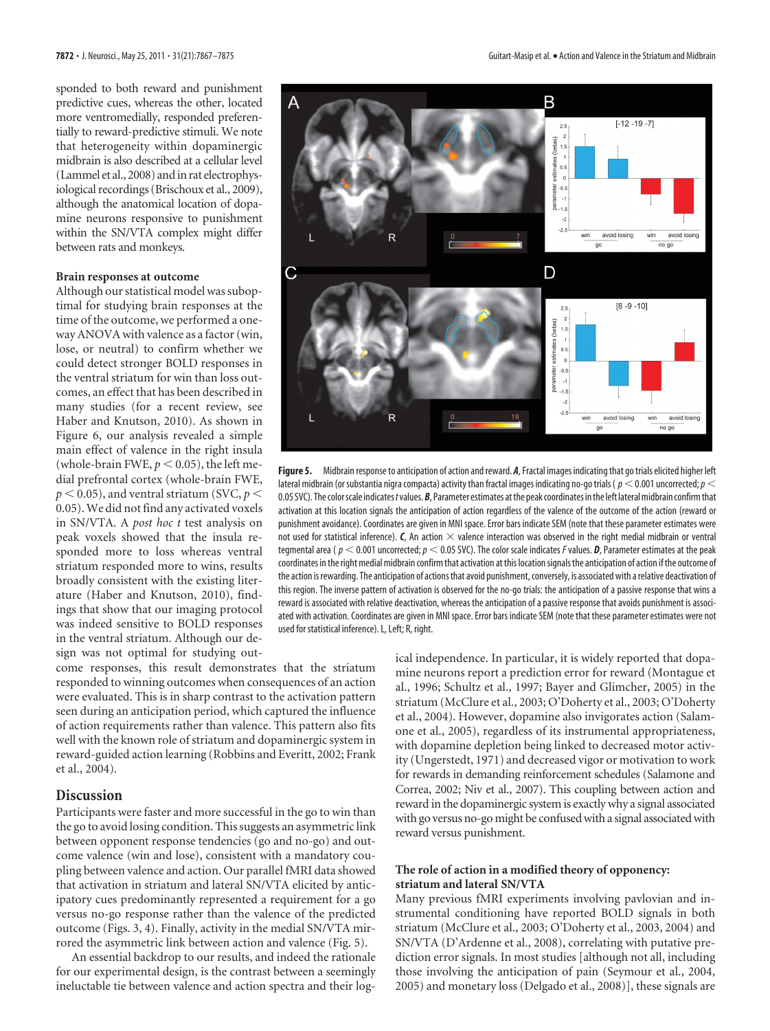sponded to both reward and punishment predictive cues, whereas the other, located more ventromedially, responded preferentially to reward-predictive stimuli. We note that heterogeneity within dopaminergic midbrain is also described at a cellular level (Lammel et al., 2008) and in rat electrophysiological recordings (Brischoux et al., 2009), although the anatomical location of dopamine neurons responsive to punishment within the SN/VTA complex might differ between rats and monkeys.

**Brain responses at outcome**

Although our statistical model was suboptimal for studying brain responses at the time of the outcome, we performed a one-way ANOVA with valence as a factor (win, lose, or neutral) to confirm whether we could detect stronger BOLD responses in the ventral striatum for win than loss outcomes, an effect that has been described in many studies (for a recent review, see Haber and Knutson, 2010). As shown in Figure 6, our analysis revealed a simple main effect of valence in the right insula (whole-brain FWE, $p < 0.05$), the left medial prefrontal cortex (whole-brain FWE, $p < 0.05$), and ventral striatum (SVC, $p < 0.05$). We did not find any activated voxels in SN/VTA. A *post hoc t* test analysis on peak voxels showed that the insula responded more to loss whereas ventral striatum responded more to wins, results broadly consistent with the existing literature (Haber and Knutson, 2010), findings that show that our imaging protocol was indeed sensitive to BOLD responses in the ventral striatum. Although our design was not optimal for studying outcome responses, this result demonstrates that the striatum responded to winning outcomes when consequences of an action were evaluated. This is in sharp contrast to the activation pattern seen during an anticipation period, which captured the influence of action requirements rather than valence. This pattern also fits well with the known role of striatum and dopaminergic system in reward-guided action learning (Robbins and Everitt, 2002; Frank et al., 2004).

**Figure 5.** Midbrain response to anticipation of action and reward. ***A***, Fractal images indicating that go trials elicited higher left lateral midbrain (or substantia nigra compacta) activity than fractal images indicating no-go trials ($p < 0.001$ uncorrected; $p < 0.05$ SVC). The color scale indicates *t* values. ***B***, Parameter estimates at the peak coordinates in the left lateral midbrain confirm that activation at this location signals the anticipation of action regardless of the valence of the outcome of the action (reward or punishment avoidance). Coordinates are given in MNI space. Error bars indicate SEM (note that these parameter estimates were not used for statistical inference). ***C***, An action × valence interaction was observed in the right medial midbrain or ventral tegmental area ($p < 0.001$ uncorrected; $p < 0.05$ SVC). The color scale indicates *F* values. ***D***, Parameter estimates at the peak coordinates in the right medial midbrain confirm that activation at this location signals the anticipation of action if the outcome of the action is rewarding. The anticipation of actions that avoid punishment, conversely, is associated with a relative deactivation of this region. The inverse pattern of activation is observed for the no-go trials: the anticipation of a passive response that wins a reward is associated with relative deactivation, whereas the anticipation of a passive response that avoids punishment is associated with activation. Coordinates are given in MNI space. Error bars indicate SEM (note that these parameter estimates were not used for statistical inference). L, Left; R, right.

## Discussion

Participants were faster and more successful in the go to win than the go to avoid losing condition. This suggests an asymmetric link between opponent response tendencies (go and no-go) and outcome valence (win and lose), consistent with a mandatory coupling between valence and action. Our parallel fMRI data showed that activation in striatum and lateral SN/VTA elicited by anticipatory cues predominantly represented a requirement for a go versus no-go response rather than the valence of the predicted outcome (Figs. 3, 4). Finally, activity in the medial SN/VTA mirrored the asymmetric link between action and valence (Fig. 5).

An essential backdrop to our results, and indeed the rationale for our experimental design, is the contrast between a seemingly ineluctable tie between valence and action spectra and their logical independence. In particular, it is widely reported that dopamine neurons report a prediction error for reward (Montague et al., 1996; Schultz et al., 1997; Bayer and Glimcher, 2005) in the striatum (McClure et al., 2003; O'Doherty et al., 2003; O'Doherty et al., 2004). However, dopamine also invigorates action (Salamone et al., 2005), regardless of its instrumental appropriateness, with dopamine depletion being linked to decreased motor activity (Ungerstedt, 1971) and decreased vigor or motivation to work for rewards in demanding reinforcement schedules (Salamone and Correa, 2002; Niv et al., 2007). This coupling between action and reward in the dopaminergic system is exactly why a signal associated with go versus no-go might be confused with a signal associated with reward versus punishment.

### The role of action in a modified theory of opponency: striatum and lateral SN/VTA

Many previous fMRI experiments involving pavlovian and instrumental conditioning have reported BOLD signals in both striatum (McClure et al., 2003; O'Doherty et al., 2003, 2004) and SN/VTA (D'Ardenne et al., 2008), correlating with putative prediction error signals. In most studies [although not all, including those involving the anticipation of pain (Seymour et al., 2004, 2005) and monetary loss (Delgado et al., 2008)], these signals are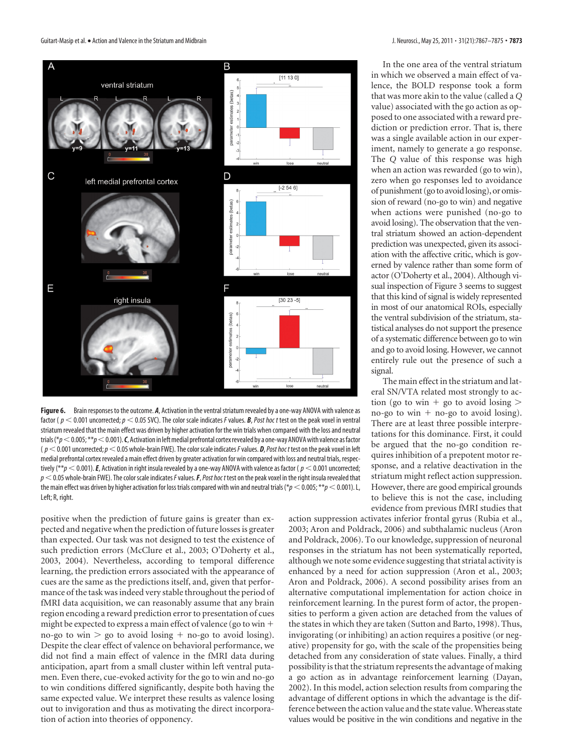**Figure 6.** Brain responses to the outcome. ***A***, Activation in the ventral striatum revealed by a one-way ANOVA with valence as factor ($p < 0.001$ uncorrected; $p < 0.05$ SVC). The color scale indicates $F$ values. ***B***, *Post hoc t* test on the peak voxel in ventral striatum revealed that the main effect was driven by higher activation for the win trials when compared with the loss and neutral trials (*$p < 0.005$; **$p < 0.001$). ***C***, Activation in left medial prefrontal cortex revealed by a one-way ANOVA with valence as factor ($p < 0.001$ uncorrected; $p < 0.05$ whole-brain FWE). The color scale indicates $F$ values. ***D***, *Post hoc t* test on the peak voxel in left medial prefrontal cortex revealed a main effect driven by greater activation for win compared with loss and neutral trials, respectively (**$p < 0.001$). ***E***, Activation in right insula revealed by a one-way ANOVA with valence as factor ($p < 0.001$ uncorrected; $p < 0.05$ whole-brain FWE). The color scale indicates $F$ values. ***F***, *Post hoc t* test on the peak voxel in the right insula revealed that the main effect was driven by higher activation for loss trials compared with win and neutral trials (*$p < 0.005$; **$p < 0.001$). L, Left; R, right.

positive when the prediction of future gains is greater than expected and negative when the prediction of future losses is greater than expected. Our task was not designed to test the existence of such prediction errors (McClure et al., 2003; O'Doherty et al., 2003, 2004). Nevertheless, according to temporal difference learning, the prediction errors associated with the appearance of cues are the same as the predictions itself, and, given that performance of the task was indeed very stable throughout the period of fMRI data acquisition, we can reasonably assume that any brain region encoding a reward prediction error to presentation of cues might be expected to express a main effect of valence (go to win + no-go to win > go to avoid losing + no-go to avoid losing). Despite the clear effect of valence on behavioral performance, we did not find a main effect of valence in the fMRI data during anticipation, apart from a small cluster within left ventral putamen. Even there, cue-evoked activity for the go to win and no-go to win conditions differed significantly, despite both having the same expected value. We interpret these results as valence losing out to invigoration and thus as motivating the direct incorporation of action into theories of opponency.

In the one area of the ventral striatum in which we observed a main effect of valence, the BOLD response took a form that was more akin to the value (called a $Q$ value) associated with the go action as opposed to one associated with a reward prediction or prediction error. That is, there was a single available action in our experiment, namely to generate a go response. The $Q$ value of this response was high when an action was rewarded (go to win), zero when go responses led to avoidance of punishment (go to avoid losing), or omission of reward (no-go to win) and negative when actions were punished (no-go to avoid losing). The observation that the ventral striatum showed an action-dependent prediction was unexpected, given its association with the affective critic, which is governed by valence rather than some form of actor (O'Doherty et al., 2004). Although visual inspection of Figure 3 seems to suggest that this kind of signal is widely represented in most of our anatomical ROIs, especially the ventral subdivision of the striatum, statistical analyses do not support the presence of a systematic difference between go to win and go to avoid losing. However, we cannot entirely rule out the presence of such a signal.

The main effect in the striatum and lateral SN/VTA related most strongly to action (go to win + go to avoid losing > no-go to win + no-go to avoid losing). There are at least three possible interpretations for this dominance. First, it could be argued that the no-go condition requires inhibition of a prepotent motor response, and a relative deactivation in the striatum might reflect action suppression. However, there are good empirical grounds to believe this is not the case, including evidence from previous fMRI studies that action suppression activates inferior frontal gyrus (Rubia et al., 2003; Aron and Poldrack, 2006) and subthalamic nucleus (Aron and Poldrack, 2006). To our knowledge, suppression of neuronal responses in the striatum has not been systematically reported, although we note some evidence suggesting that striatal activity is enhanced by a need for action suppression (Aron et al., 2003; Aron and Poldrack, 2006). A second possibility arises from an alternative computational implementation for action choice in reinforcement learning. In the purest form of actor, the propensities to perform a given action are detached from the values of the states in which they are taken (Sutton and Barto, 1998). Thus, invigorating (or inhibiting) an action requires a positive (or negative) propensity for go, with the scale of the propensities being detached from any consideration of state values. Finally, a third possibility is that the striatum represents the advantage of making a go action as in advantage reinforcement learning (Dayan, 2002). In this model, action selection results from comparing the advantage of different options in which the advantage is the difference between the action value and the state value. Whereas state values would be positive in the win conditions and negative in the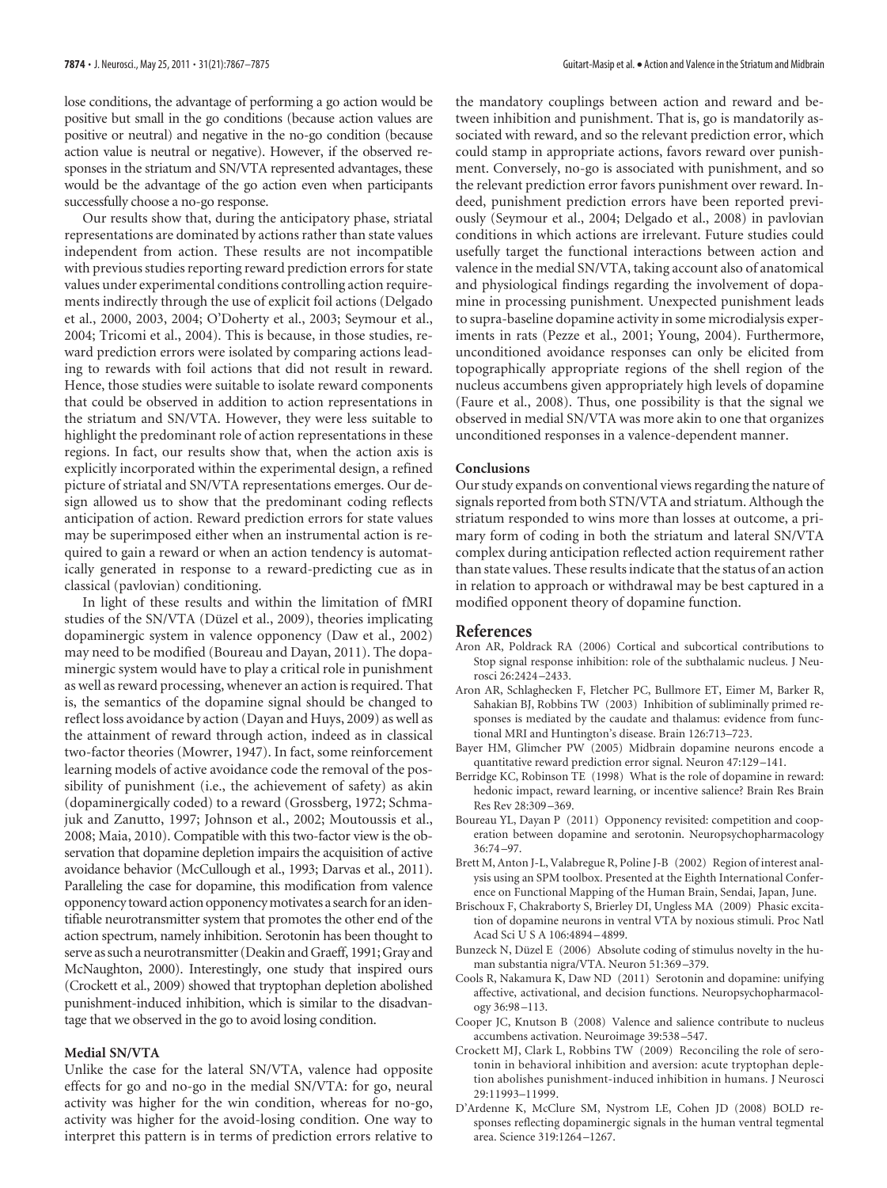lose conditions, the advantage of performing a go action would be positive but small in the go conditions (because action values are positive or neutral) and negative in the no-go condition (because action value is neutral or negative). However, if the observed responses in the striatum and SN/VTA represented advantages, these would be the advantage of the go action even when participants successfully choose a no-go response.

Our results show that, during the anticipatory phase, striatal representations are dominated by actions rather than state values independent from action. These results are not incompatible with previous studies reporting reward prediction errors for state values under experimental conditions controlling action requirements indirectly through the use of explicit foil actions (Delgado et al., 2000, 2003, 2004; O'Doherty et al., 2003; Seymour et al., 2004; Tricomi et al., 2004). This is because, in those studies, reward prediction errors were isolated by comparing actions leading to rewards with foil actions that did not result in reward. Hence, those studies were suitable to isolate reward components that could be observed in addition to action representations in the striatum and SN/VTA. However, they were less suitable to highlight the predominant role of action representations in these regions. In fact, our results show that, when the action axis is explicitly incorporated within the experimental design, a refined picture of striatal and SN/VTA representations emerges. Our design allowed us to show that the predominant coding reflects anticipation of action. Reward prediction errors for state values may be superimposed either when an instrumental action is required to gain a reward or when an action tendency is automatically generated in response to a reward-predicting cue as in classical (pavlovian) conditioning.

In light of these results and within the limitation of fMRI studies of the SN/VTA (Düzel et al., 2009), theories implicating dopaminergic system in valence opponency (Daw et al., 2002) may need to be modified (Boureau and Dayan, 2011). The dopaminergic system would have to play a critical role in punishment as well as reward processing, whenever an action is required. That is, the semantics of the dopamine signal should be changed to reflect loss avoidance by action (Dayan and Huys, 2009) as well as the attainment of reward through action, indeed as in classical two-factor theories (Mowrer, 1947). In fact, some reinforcement learning models of active avoidance code the removal of the possibility of punishment (i.e., the achievement of safety) as akin (dopaminergically coded) to a reward (Grossberg, 1972; Schmajuk and Zanutto, 1997; Johnson et al., 2002; Moutoussis et al., 2008; Maia, 2010). Compatible with this two-factor view is the observation that dopamine depletion impairs the acquisition of active avoidance behavior (McCullough et al., 1993; Darvas et al., 2011). Paralleling the case for dopamine, this modification from valence opponency toward action opponency motivates a search for an identifiable neurotransmitter system that promotes the other end of the action spectrum, namely inhibition. Serotonin has been thought to serve as such a neurotransmitter (Deakin and Graeff, 1991; Gray and McNaughton, 2000). Interestingly, one study that inspired ours (Crockett et al., 2009) showed that tryptophan depletion abolished punishment-induced inhibition, which is similar to the disadvantage that we observed in the go to avoid losing condition.

### Medial SN/VTA

Unlike the case for the lateral SN/VTA, valence had opposite effects for go and no-go in the medial SN/VTA: for go, neural activity was higher for the win condition, whereas for no-go, activity was higher for the avoid-losing condition. One way to interpret this pattern is in terms of prediction errors relative to the mandatory couplings between action and reward and between inhibition and punishment. That is, go is mandatorily associated with reward, and so the relevant prediction error, which could stamp in appropriate actions, favors reward over punishment. Conversely, no-go is associated with punishment, and so the relevant prediction error favors punishment over reward. Indeed, punishment prediction errors have been reported previously (Seymour et al., 2004; Delgado et al., 2008) in pavlovian conditions in which actions are irrelevant. Future studies could usefully target the functional interactions between action and valence in the medial SN/VTA, taking account also of anatomical and physiological findings regarding the involvement of dopamine in processing punishment. Unexpected punishment leads to supra-baseline dopamine activity in some microdialysis experiments in rats (Pezze et al., 2001; Young, 2004). Furthermore, unconditioned avoidance responses can only be elicited from topographically appropriate regions of the shell region of the nucleus accumbens given appropriately high levels of dopamine (Faure et al., 2008). Thus, one possibility is that the signal we observed in medial SN/VTA was more akin to one that organizes unconditioned responses in a valence-dependent manner.

### Conclusions

Our study expands on conventional views regarding the nature of signals reported from both STN/VTA and striatum. Although the striatum responded to wins more than losses at outcome, a primary form of coding in both the striatum and lateral SN/VTA complex during anticipation reflected action requirement rather than state values. These results indicate that the status of an action in relation to approach or withdrawal may be best captured in a modified opponent theory of dopamine function.

## References

Aron AR, Poldrack RA (2006) Cortical and subcortical contributions to Stop signal response inhibition: role of the subthalamic nucleus. J Neurosci 26:2424–2433.

Aron AR, Schlaghecken F, Fletcher PC, Bullmore ET, Eimer M, Barker R, Sahakian BJ, Robbins TW (2003) Inhibition of subliminally primed responses is mediated by the caudate and thalamus: evidence from functional MRI and Huntington's disease. Brain 126:713–723.

Bayer HM, Glimcher PW (2005) Midbrain dopamine neurons encode a quantitative reward prediction error signal. Neuron 47:129–141.

Berridge KC, Robinson TE (1998) What is the role of dopamine in reward: hedonic impact, reward learning, or incentive salience? Brain Res Brain Res Rev 28:309–369.

Boureau YL, Dayan P (2011) Opponency revisited: competition and cooperation between dopamine and serotonin. Neuropsychopharmacology 36:74–97.

Brett M, Anton J-L, Valabregue R, Poline J-B (2002) Region of interest analysis using an SPM toolbox. Presented at the Eighth International Conference on Functional Mapping of the Human Brain, Sendai, Japan, June.

Brischoux F, Chakraborty S, Brierley DI, Ungless MA (2009) Phasic excitation of dopamine neurons in ventral VTA by noxious stimuli. Proc Natl Acad Sci U S A 106:4894–4899.

Bunzeck N, Düzel E (2006) Absolute coding of stimulus novelty in the human substantia nigra/VTA. Neuron 51:369–379.

Cools R, Nakamura K, Daw ND (2011) Serotonin and dopamine: unifying affective, activational, and decision functions. Neuropsychopharmacology 36:98–113.

Cooper JC, Knutson B (2008) Valence and salience contribute to nucleus accumbens activation. Neuroimage 39:538–547.

Crockett MJ, Clark L, Robbins TW (2009) Reconciling the role of serotonin in behavioral inhibition and aversion: acute tryptophan depletion abolishes punishment-induced inhibition in humans. J Neurosci 29:11993–11999.

D'Ardenne K, McClure SM, Nystrom LE, Cohen JD (2008) BOLD responses reflecting dopaminergic signals in the human ventral tegmental area. Science 319:1264–1267.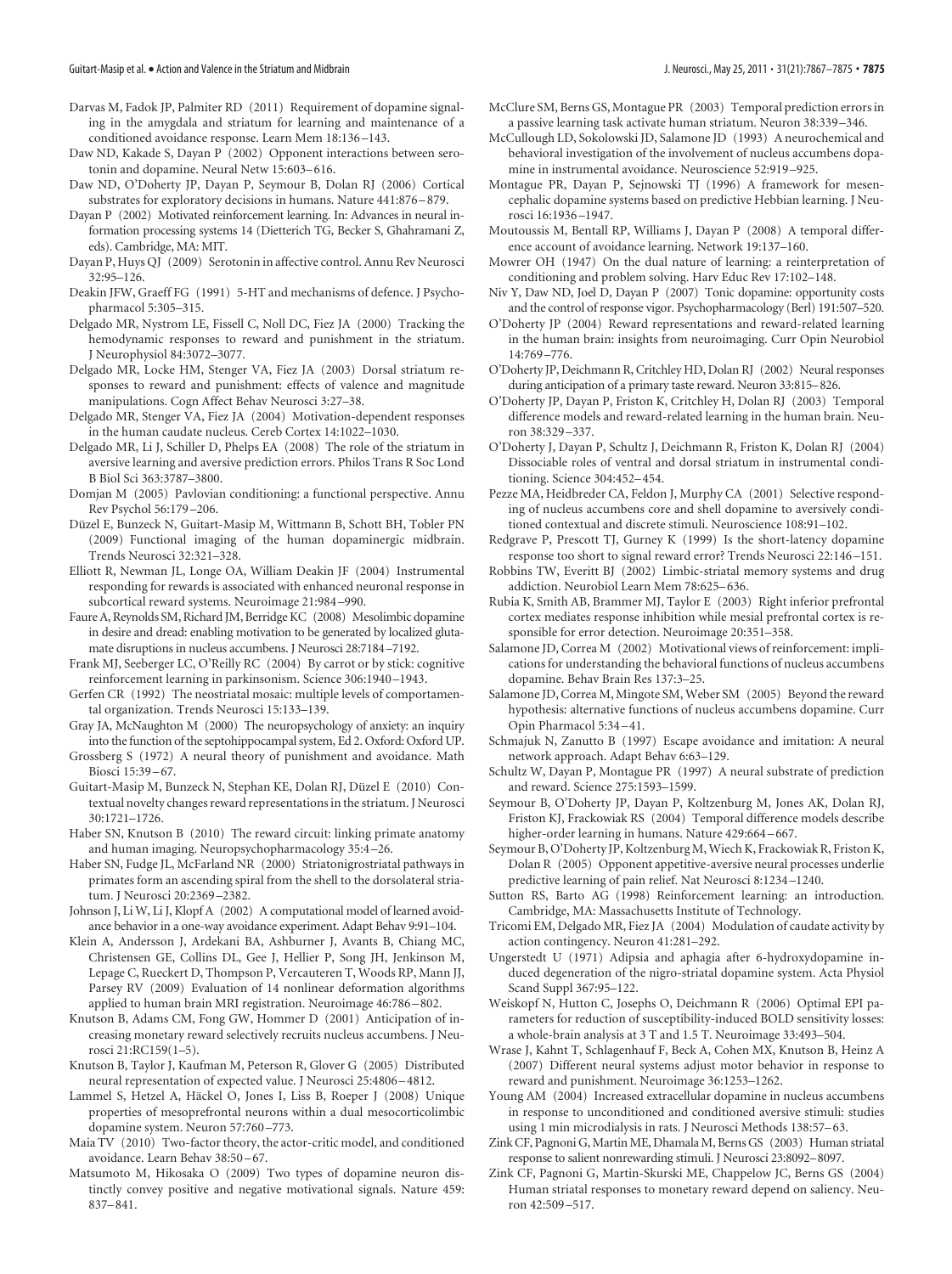Darvas M, Fadok JP, Palmiter RD (2011) Requirement of dopamine signaling in the amygdala and striatum for learning and maintenance of a conditioned avoidance response. Learn Mem 18:136–143.

Daw ND, Kakade S, Dayan P (2002) Opponent interactions between serotonin and dopamine. Neural Netw 15:603–616.

Daw ND, O'Doherty JP, Dayan P, Seymour B, Dolan RJ (2006) Cortical substrates for exploratory decisions in humans. Nature 441:876–879.

Dayan P (2002) Motivated reinforcement learning. In: Advances in neural information processing systems 14 (Dietterich TG, Becker S, Ghahramani Z, eds). Cambridge, MA: MIT.

Dayan P, Huys QJ (2009) Serotonin in affective control. Annu Rev Neurosci 32:95–126.

Deakin JFW, Graeff FG (1991) 5-HT and mechanisms of defence. J Psychopharmacol 5:305–315.

Delgado MR, Nystrom LE, Fissell C, Noll DC, Fiez JA (2000) Tracking the hemodynamic responses to reward and punishment in the striatum. J Neurophysiol 84:3072–3077.

Delgado MR, Locke HM, Stenger VA, Fiez JA (2003) Dorsal striatum responses to reward and punishment: effects of valence and magnitude manipulations. Cogn Affect Behav Neurosci 3:27–38.

Delgado MR, Stenger VA, Fiez JA (2004) Motivation-dependent responses in the human caudate nucleus. Cereb Cortex 14:1022–1030.

Delgado MR, Li J, Schiller D, Phelps EA (2008) The role of the striatum in aversive learning and aversive prediction errors. Philos Trans R Soc Lond B Biol Sci 363:3787–3800.

Domjan M (2005) Pavlovian conditioning: a functional perspective. Annu Rev Psychol 56:179–206.

Düzel E, Bunzeck N, Guitart-Masip M, Wittmann B, Schott BH, Tobler PN (2009) Functional imaging of the human dopaminergic midbrain. Trends Neurosci 32:321–328.

Elliott R, Newman JL, Longe OA, William Deakin JF (2004) Instrumental responding for rewards is associated with enhanced neuronal response in subcortical reward systems. Neuroimage 21:984–990.

Faure A, Reynolds SM, Richard JM, Berridge KC (2008) Mesolimbic dopamine in desire and dread: enabling motivation to be generated by localized glutamate disruptions in nucleus accumbens. J Neurosci 28:7184–7192.

Frank MJ, Seeberger LC, O'Reilly RC (2004) By carrot or by stick: cognitive reinforcement learning in parkinsonism. Science 306:1940–1943.

Gerfen CR (1992) The neostriatal mosaic: multiple levels of comportamental organization. Trends Neurosci 15:133–139.

Gray JA, McNaughton M (2000) The neuropsychology of anxiety: an inquiry into the function of the septohippocampal system, Ed 2. Oxford: Oxford UP.

Grossberg S (1972) A neural theory of punishment and avoidance. Math Biosci 15:39–67.

Guitart-Masip M, Bunzeck N, Stephan KE, Dolan RJ, Düzel E (2010) Contextual novelty changes reward representations in the striatum. J Neurosci 30:1721–1726.

Haber SN, Knutson B (2010) The reward circuit: linking primate anatomy and human imaging. Neuropsychopharmacology 35:4–26.

Haber SN, Fudge JL, McFarland NR (2000) Striatonigrostriatal pathways in primates form an ascending spiral from the shell to the dorsolateral striatum. J Neurosci 20:2369–2382.

Johnson J, Li W, Li J, Klopf A (2002) A computational model of learned avoidance behavior in a one-way avoidance experiment. Adapt Behav 9:91–104.

Klein A, Andersson J, Ardekani BA, Ashburner J, Avants B, Chiang MC, Christensen GE, Collins DL, Gee J, Hellier P, Song JH, Jenkinson M, Lepage C, Rueckert D, Thompson P, Vercauteren T, Woods RP, Mann JJ, Parsey RV (2009) Evaluation of 14 nonlinear deformation algorithms applied to human brain MRI registration. Neuroimage 46:786–802.

Knutson B, Adams CM, Fong GW, Hommer D (2001) Anticipation of increasing monetary reward selectively recruits nucleus accumbens. J Neurosci 21:RC159(1–5).

Knutson B, Taylor J, Kaufman M, Peterson R, Glover G (2005) Distributed neural representation of expected value. J Neurosci 25:4806–4812.

Lammel S, Hetzel A, Häckel O, Jones I, Liss B, Roeper J (2008) Unique properties of mesoprefrontal neurons within a dual mesocorticolimbic dopamine system. Neuron 57:760–773.

Maia TV (2010) Two-factor theory, the actor-critic model, and conditioned avoidance. Learn Behav 38:50–67.

Matsumoto M, Hikosaka O (2009) Two types of dopamine neuron distinctly convey positive and negative motivational signals. Nature 459: 837–841.

McClure SM, Berns GS, Montague PR (2003) Temporal prediction errors in a passive learning task activate human striatum. Neuron 38:339–346.

McCullough LD, Sokolowski JD, Salamone JD (1993) A neurochemical and behavioral investigation of the involvement of nucleus accumbens dopamine in instrumental avoidance. Neuroscience 52:919–925.

Montague PR, Dayan P, Sejnowski TJ (1996) A framework for mesencephalic dopamine systems based on predictive Hebbian learning. J Neurosci 16:1936–1947.

Moutoussis M, Bentall RP, Williams J, Dayan P (2008) A temporal difference account of avoidance learning. Network 19:137–160.

Mowrer OH (1947) On the dual nature of learning: a reinterpretation of conditioning and problem solving. Harv Educ Rev 17:102–148.

Niv Y, Daw ND, Joel D, Dayan P (2007) Tonic dopamine: opportunity costs and the control of response vigor. Psychopharmacology (Berl) 191:507–520.

O'Doherty JP (2004) Reward representations and reward-related learning in the human brain: insights from neuroimaging. Curr Opin Neurobiol 14:769–776.

O'Doherty JP, Deichmann R, Critchley HD, Dolan RJ (2002) Neural responses during anticipation of a primary taste reward. Neuron 33:815–826.

O'Doherty JP, Dayan P, Friston K, Critchley H, Dolan RJ (2003) Temporal difference models and reward-related learning in the human brain. Neuron 38:329–337.

O'Doherty J, Dayan P, Schultz J, Deichmann R, Friston K, Dolan RJ (2004) Dissociable roles of ventral and dorsal striatum in instrumental conditioning. Science 304:452–454.

Pezze MA, Heidbreder CA, Feldon J, Murphy CA (2001) Selective responding of nucleus accumbens core and shell dopamine to aversively conditioned contextual and discrete stimuli. Neuroscience 108:91–102.

Redgrave P, Prescott TJ, Gurney K (1999) Is the short-latency dopamine response too short to signal reward error? Trends Neurosci 22:146–151.

Robbins TW, Everitt BJ (2002) Limbic-striatal memory systems and drug addiction. Neurobiol Learn Mem 78:625–636.

Rubia K, Smith AB, Brammer MJ, Taylor E (2003) Right inferior prefrontal cortex mediates response inhibition while mesial prefrontal cortex is responsible for error detection. Neuroimage 20:351–358.

Salamone JD, Correa M (2002) Motivational views of reinforcement: implications for understanding the behavioral functions of nucleus accumbens dopamine. Behav Brain Res 137:3–25.

Salamone JD, Correa M, Mingote SM, Weber SM (2005) Beyond the reward hypothesis: alternative functions of nucleus accumbens dopamine. Curr Opin Pharmacol 5:34–41.

Schmajuk N, Zanutto B (1997) Escape avoidance and imitation: A neural network approach. Adapt Behav 6:63–129.

Schultz W, Dayan P, Montague PR (1997) A neural substrate of prediction and reward. Science 275:1593–1599.

Seymour B, O'Doherty JP, Dayan P, Koltzenburg M, Jones AK, Dolan RJ, Friston KJ, Frackowiak RS (2004) Temporal difference models describe higher-order learning in humans. Nature 429:664–667.

Seymour B, O'Doherty JP, Koltzenburg M, Wiech K, Frackowiak R, Friston K, Dolan R (2005) Opponent appetitive-aversive neural processes underlie predictive learning of pain relief. Nat Neurosci 8:1234–1240.

Sutton RS, Barto AG (1998) Reinforcement learning: an introduction. Cambridge, MA: Massachusetts Institute of Technology.

Tricomi EM, Delgado MR, Fiez JA (2004) Modulation of caudate activity by action contingency. Neuron 41:281–292.

Ungerstedt U (1971) Adipsia and aphagia after 6-hydroxydopamine induced degeneration of the nigro-striatal dopamine system. Acta Physiol Scand Suppl 367:95–122.

Weiskopf N, Hutton C, Josephs O, Deichmann R (2006) Optimal EPI parameters for reduction of susceptibility-induced BOLD sensitivity losses: a whole-brain analysis at 3 T and 1.5 T. Neuroimage 33:493–504.

Wrase J, Kahnt T, Schlagenhauf F, Beck A, Cohen MX, Knutson B, Heinz A (2007) Different neural systems adjust motor behavior in response to reward and punishment. Neuroimage 36:1253–1262.

Young AM (2004) Increased extracellular dopamine in nucleus accumbens in response to unconditioned and conditioned aversive stimuli: studies using 1 min microdialysis in rats. J Neurosci Methods 138:57–63.

Zink CF, Pagnoni G, Martin ME, Dhamala M, Berns GS (2003) Human striatal response to salient nonrewarding stimuli. J Neurosci 23:8092–8097.

Zink CF, Pagnoni G, Martin-Skurski ME, Chappelow JC, Berns GS (2004) Human striatal responses to monetary reward depend on saliency. Neuron 42:509–517.